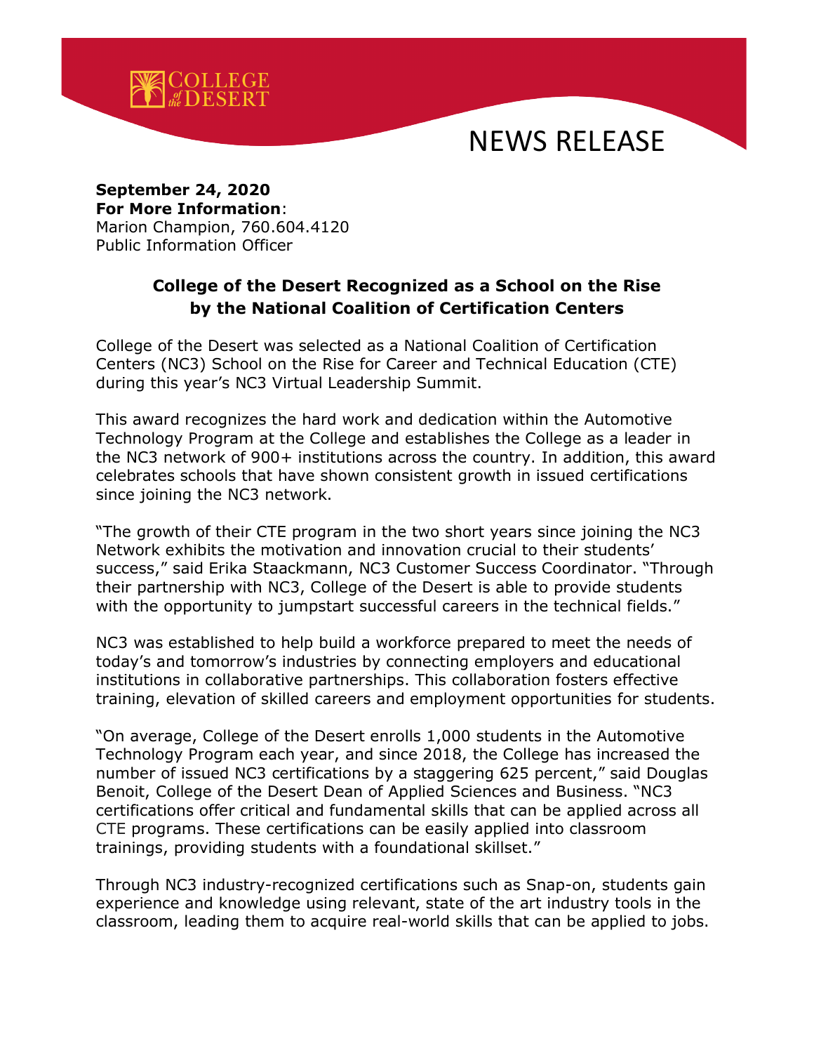NEWS RELEASE

**September 24, 2020**
**For More Information**:
Marion Champion, 760.604.4120
Public Information Officer

# College of the Desert Recognized as a School on the Rise by the National Coalition of Certification Centers

College of the Desert was selected as a National Coalition of Certification Centers (NC3) School on the Rise for Career and Technical Education (CTE) during this year's NC3 Virtual Leadership Summit.

This award recognizes the hard work and dedication within the Automotive Technology Program at the College and establishes the College as a leader in the NC3 network of 900+ institutions across the country. In addition, this award celebrates schools that have shown consistent growth in issued certifications since joining the NC3 network.

"The growth of their CTE program in the two short years since joining the NC3 Network exhibits the motivation and innovation crucial to their students' success," said Erika Staackmann, NC3 Customer Success Coordinator. "Through their partnership with NC3, College of the Desert is able to provide students with the opportunity to jumpstart successful careers in the technical fields."

NC3 was established to help build a workforce prepared to meet the needs of today's and tomorrow's industries by connecting employers and educational institutions in collaborative partnerships. This collaboration fosters effective training, elevation of skilled careers and employment opportunities for students.

"On average, College of the Desert enrolls 1,000 students in the Automotive Technology Program each year, and since 2018, the College has increased the number of issued NC3 certifications by a staggering 625 percent," said Douglas Benoit, College of the Desert Dean of Applied Sciences and Business. "NC3 certifications offer critical and fundamental skills that can be applied across all CTE programs. These certifications can be easily applied into classroom trainings, providing students with a foundational skillset."

Through NC3 industry-recognized certifications such as Snap-on, students gain experience and knowledge using relevant, state of the art industry tools in the classroom, leading them to acquire real-world skills that can be applied to jobs.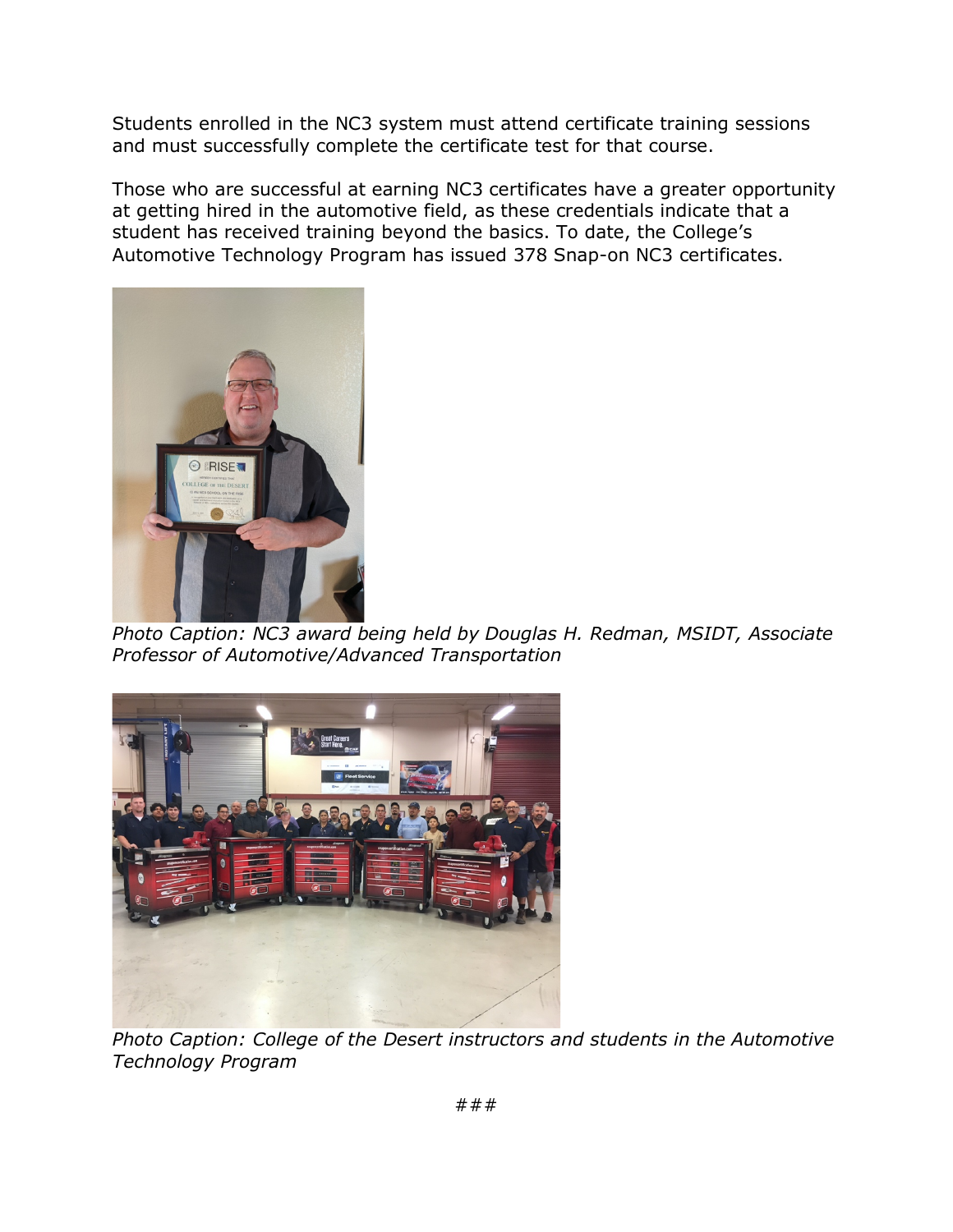Students enrolled in the NC3 system must attend certificate training sessions and must successfully complete the certificate test for that course.

Those who are successful at earning NC3 certificates have a greater opportunity at getting hired in the automotive field, as these credentials indicate that a student has received training beyond the basics. To date, the College's Automotive Technology Program has issued 378 Snap-on NC3 certificates.

*Photo Caption: NC3 award being held by Douglas H. Redman, MSIDT, Associate Professor of Automotive/Advanced Transportation*

*Photo Caption: College of the Desert instructors and students in the Automotive Technology Program*

###